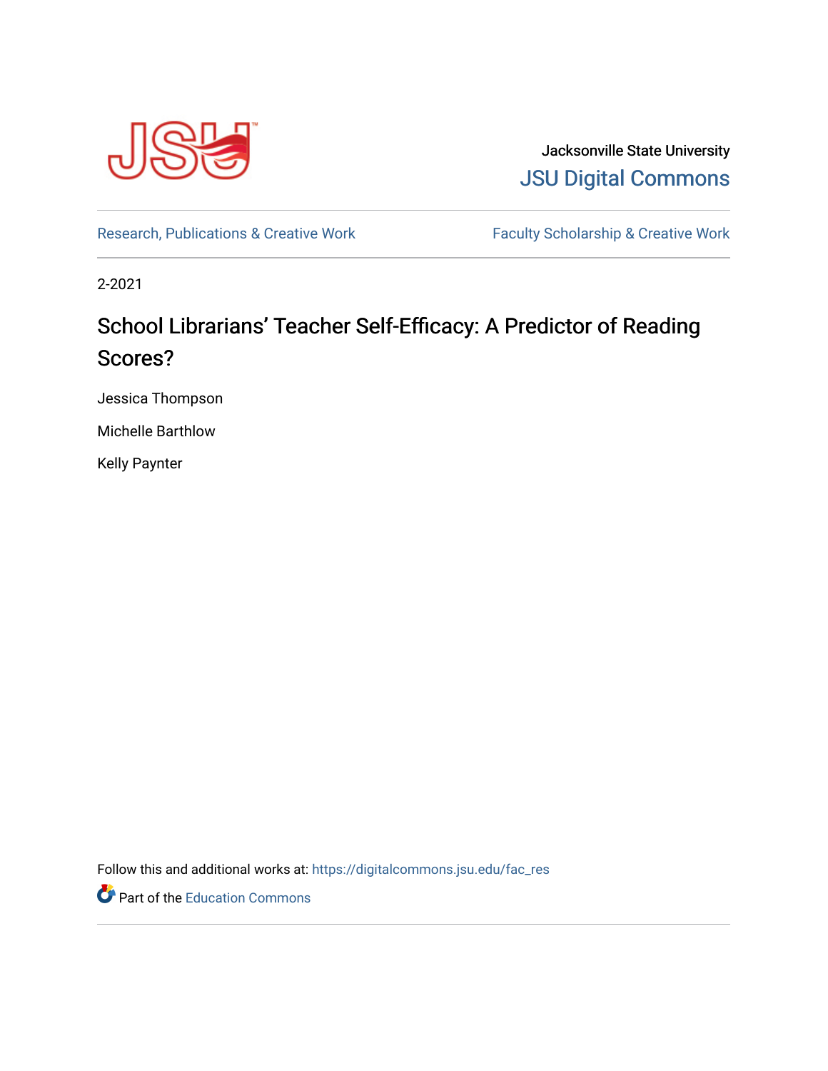Jacksonville State University

JSU Digital Commons

Research, Publications & Creative Work

Faculty Scholarship & Creative Work

2-2021

# School Librarians' Teacher Self-Efficacy: A Predictor of Reading Scores?

Jessica Thompson

Michelle Barthlow

Kelly Paynter

Follow this and additional works at: https://digitalcommons.jsu.edu/fac_res

Part of the Education Commons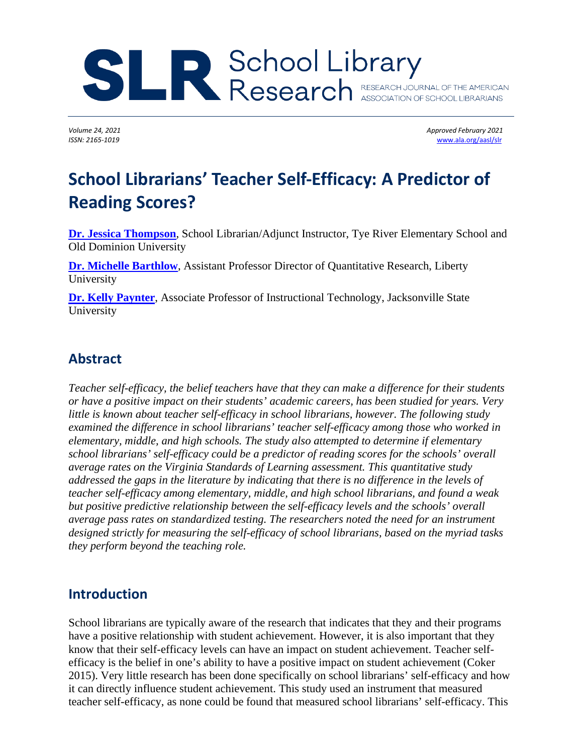# School Librarians' Teacher Self-Efficacy: A Predictor of Reading Scores?

**[Dr. Jessica Thompson](#)**, School Librarian/Adjunct Instructor, Tye River Elementary School and Old Dominion University

**[Dr. Michelle Barthlow](#)**, Assistant Professor Director of Quantitative Research, Liberty University

**[Dr. Kelly Paynter](#)**, Associate Professor of Instructional Technology, Jacksonville State University

## Abstract

*Teacher self-efficacy, the belief teachers have that they can make a difference for their students or have a positive impact on their students' academic careers, has been studied for years. Very little is known about teacher self-efficacy in school librarians, however. The following study examined the difference in school librarians' teacher self-efficacy among those who worked in elementary, middle, and high schools. The study also attempted to determine if elementary school librarians' self-efficacy could be a predictor of reading scores for the schools' overall average rates on the Virginia Standards of Learning assessment. This quantitative study addressed the gaps in the literature by indicating that there is no difference in the levels of teacher self-efficacy among elementary, middle, and high school librarians, and found a weak but positive predictive relationship between the self-efficacy levels and the schools' overall average pass rates on standardized testing. The researchers noted the need for an instrument designed strictly for measuring the self-efficacy of school librarians, based on the myriad tasks they perform beyond the teaching role.*

## Introduction

School librarians are typically aware of the research that indicates that they and their programs have a positive relationship with student achievement. However, it is also important that they know that their self-efficacy levels can have an impact on student achievement. Teacher self-efficacy is the belief in one's ability to have a positive impact on student achievement (Coker 2015). Very little research has been done specifically on school librarians' self-efficacy and how it can directly influence student achievement. This study used an instrument that measured teacher self-efficacy, as none could be found that measured school librarians' self-efficacy. This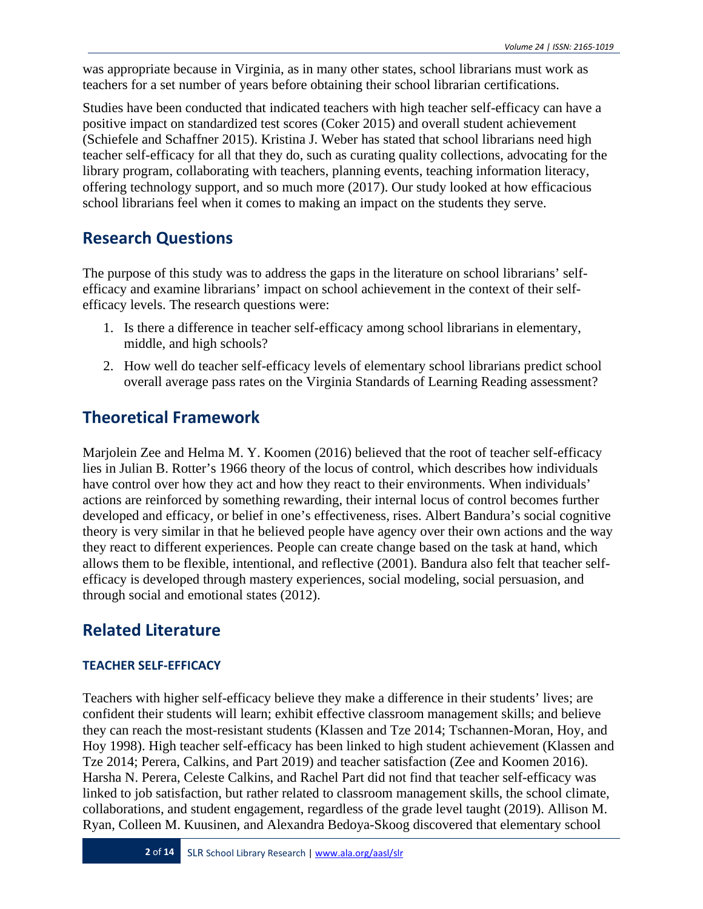was appropriate because in Virginia, as in many other states, school librarians must work as teachers for a set number of years before obtaining their school librarian certifications.

Studies have been conducted that indicated teachers with high teacher self-efficacy can have a positive impact on standardized test scores (Coker 2015) and overall student achievement (Schiefele and Schaffner 2015). Kristina J. Weber has stated that school librarians need high teacher self-efficacy for all that they do, such as curating quality collections, advocating for the library program, collaborating with teachers, planning events, teaching information literacy, offering technology support, and so much more (2017). Our study looked at how efficacious school librarians feel when it comes to making an impact on the students they serve.

## Research Questions

The purpose of this study was to address the gaps in the literature on school librarians' self-efficacy and examine librarians' impact on school achievement in the context of their self-efficacy levels. The research questions were:

1. Is there a difference in teacher self-efficacy among school librarians in elementary, middle, and high schools?
2. How well do teacher self-efficacy levels of elementary school librarians predict school overall average pass rates on the Virginia Standards of Learning Reading assessment?

## Theoretical Framework

Marjolein Zee and Helma M. Y. Koomen (2016) believed that the root of teacher self-efficacy lies in Julian B. Rotter's 1966 theory of the locus of control, which describes how individuals have control over how they act and how they react to their environments. When individuals' actions are reinforced by something rewarding, their internal locus of control becomes further developed and efficacy, or belief in one's effectiveness, rises. Albert Bandura's social cognitive theory is very similar in that he believed people have agency over their own actions and the way they react to different experiences. People can create change based on the task at hand, which allows them to be flexible, intentional, and reflective (2001). Bandura also felt that teacher self-efficacy is developed through mastery experiences, social modeling, social persuasion, and through social and emotional states (2012).

## Related Literature

### TEACHER SELF-EFFICACY

Teachers with higher self-efficacy believe they make a difference in their students' lives; are confident their students will learn; exhibit effective classroom management skills; and believe they can reach the most-resistant students (Klassen and Tze 2014; Tschannen-Moran, Hoy, and Hoy 1998). High teacher self-efficacy has been linked to high student achievement (Klassen and Tze 2014; Perera, Calkins, and Part 2019) and teacher satisfaction (Zee and Koomen 2016). Harsha N. Perera, Celeste Calkins, and Rachel Part did not find that teacher self-efficacy was linked to job satisfaction, but rather related to classroom management skills, the school climate, collaborations, and student engagement, regardless of the grade level taught (2019). Allison M. Ryan, Colleen M. Kuusinen, and Alexandra Bedoya-Skoog discovered that elementary school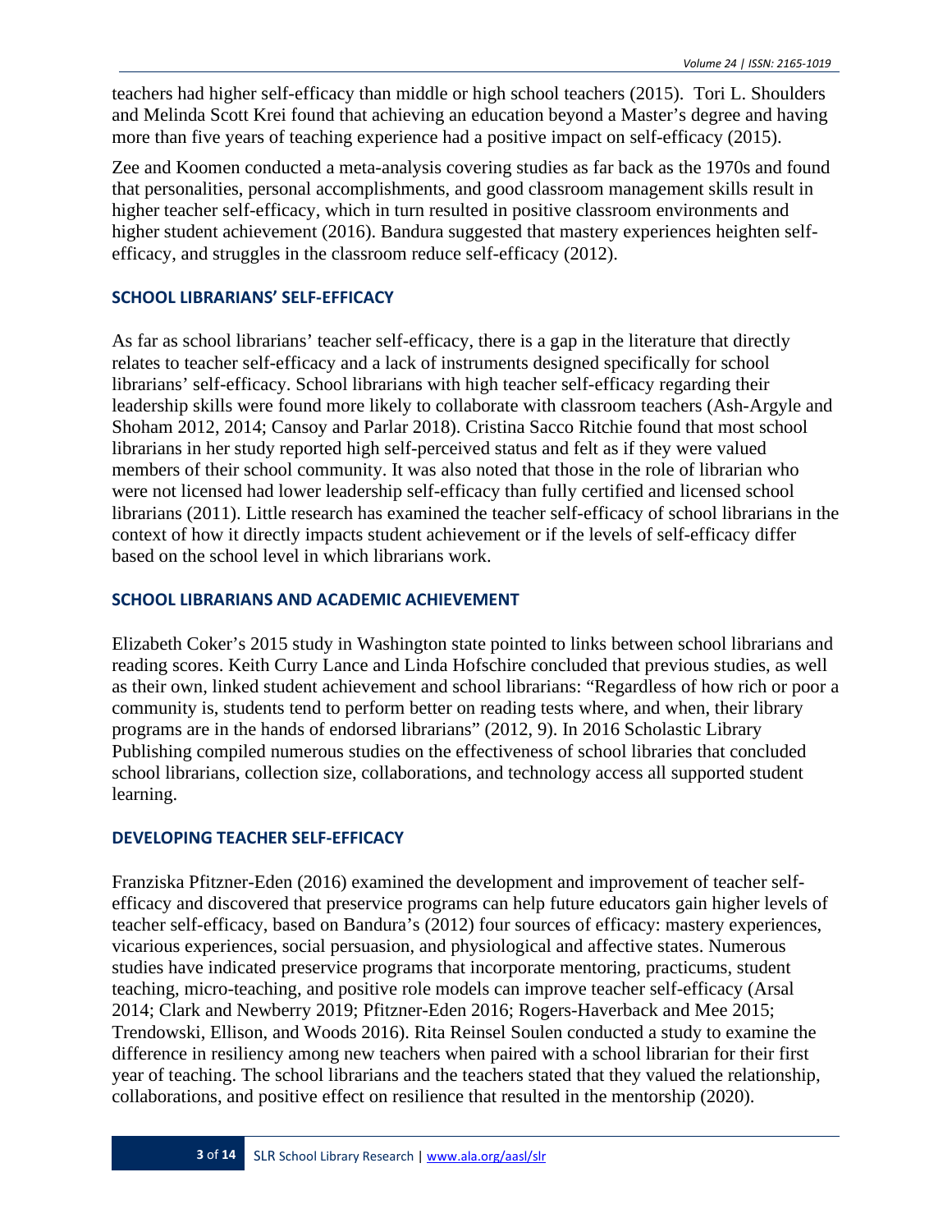teachers had higher self-efficacy than middle or high school teachers (2015). Tori L. Shoulders and Melinda Scott Krei found that achieving an education beyond a Master's degree and having more than five years of teaching experience had a positive impact on self-efficacy (2015).

Zee and Koomen conducted a meta-analysis covering studies as far back as the 1970s and found that personalities, personal accomplishments, and good classroom management skills result in higher teacher self-efficacy, which in turn resulted in positive classroom environments and higher student achievement (2016). Bandura suggested that mastery experiences heighten self-efficacy, and struggles in the classroom reduce self-efficacy (2012).

### SCHOOL LIBRARIANS' SELF-EFFICACY

As far as school librarians' teacher self-efficacy, there is a gap in the literature that directly relates to teacher self-efficacy and a lack of instruments designed specifically for school librarians' self-efficacy. School librarians with high teacher self-efficacy regarding their leadership skills were found more likely to collaborate with classroom teachers (Ash-Argyle and Shoham 2012, 2014; Cansoy and Parlar 2018). Cristina Sacco Ritchie found that most school librarians in her study reported high self-perceived status and felt as if they were valued members of their school community. It was also noted that those in the role of librarian who were not licensed had lower leadership self-efficacy than fully certified and licensed school librarians (2011). Little research has examined the teacher self-efficacy of school librarians in the context of how it directly impacts student achievement or if the levels of self-efficacy differ based on the school level in which librarians work.

### SCHOOL LIBRARIANS AND ACADEMIC ACHIEVEMENT

Elizabeth Coker's 2015 study in Washington state pointed to links between school librarians and reading scores. Keith Curry Lance and Linda Hofschire concluded that previous studies, as well as their own, linked student achievement and school librarians: "Regardless of how rich or poor a community is, students tend to perform better on reading tests where, and when, their library programs are in the hands of endorsed librarians" (2012, 9). In 2016 Scholastic Library Publishing compiled numerous studies on the effectiveness of school libraries that concluded school librarians, collection size, collaborations, and technology access all supported student learning.

### DEVELOPING TEACHER SELF-EFFICACY

Franziska Pfitzner-Eden (2016) examined the development and improvement of teacher self-efficacy and discovered that preservice programs can help future educators gain higher levels of teacher self-efficacy, based on Bandura's (2012) four sources of efficacy: mastery experiences, vicarious experiences, social persuasion, and physiological and affective states. Numerous studies have indicated preservice programs that incorporate mentoring, practicums, student teaching, micro-teaching, and positive role models can improve teacher self-efficacy (Arsal 2014; Clark and Newberry 2019; Pfitzner-Eden 2016; Rogers-Haverback and Mee 2015; Trendowski, Ellison, and Woods 2016). Rita Reinsel Soulen conducted a study to examine the difference in resiliency among new teachers when paired with a school librarian for their first year of teaching. The school librarians and the teachers stated that they valued the relationship, collaborations, and positive effect on resilience that resulted in the mentorship (2020).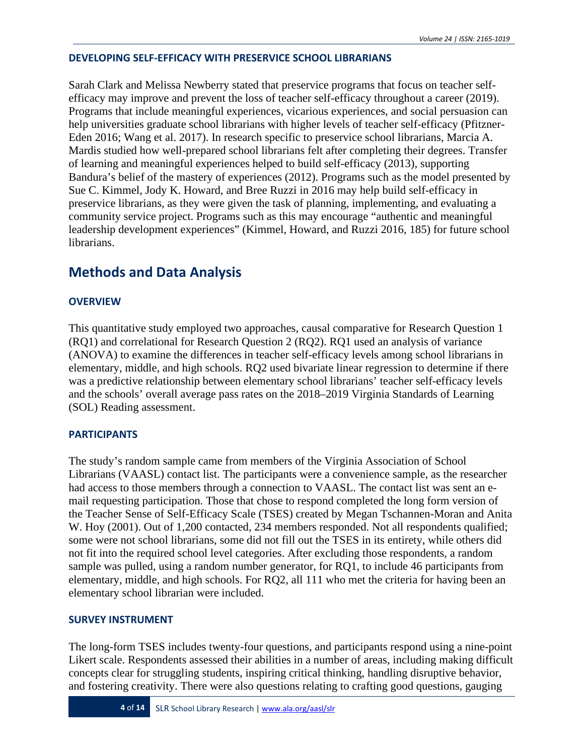### DEVELOPING SELF-EFFICACY WITH PRESERVICE SCHOOL LIBRARIANS

Sarah Clark and Melissa Newberry stated that preservice programs that focus on teacher self-efficacy may improve and prevent the loss of teacher self-efficacy throughout a career (2019). Programs that include meaningful experiences, vicarious experiences, and social persuasion can help universities graduate school librarians with higher levels of teacher self-efficacy (Pfitzner-Eden 2016; Wang et al. 2017). In research specific to preservice school librarians, Marcia A. Mardis studied how well-prepared school librarians felt after completing their degrees. Transfer of learning and meaningful experiences helped to build self-efficacy (2013), supporting Bandura's belief of the mastery of experiences (2012). Programs such as the model presented by Sue C. Kimmel, Jody K. Howard, and Bree Ruzzi in 2016 may help build self-efficacy in preservice librarians, as they were given the task of planning, implementing, and evaluating a community service project. Programs such as this may encourage "authentic and meaningful leadership development experiences" (Kimmel, Howard, and Ruzzi 2016, 185) for future school librarians.

## Methods and Data Analysis

### OVERVIEW

This quantitative study employed two approaches, causal comparative for Research Question 1 (RQ1) and correlational for Research Question 2 (RQ2). RQ1 used an analysis of variance (ANOVA) to examine the differences in teacher self-efficacy levels among school librarians in elementary, middle, and high schools. RQ2 used bivariate linear regression to determine if there was a predictive relationship between elementary school librarians' teacher self-efficacy levels and the schools' overall average pass rates on the 2018–2019 Virginia Standards of Learning (SOL) Reading assessment.

### PARTICIPANTS

The study's random sample came from members of the Virginia Association of School Librarians (VAASL) contact list. The participants were a convenience sample, as the researcher had access to those members through a connection to VAASL. The contact list was sent an e-mail requesting participation. Those that chose to respond completed the long form version of the Teacher Sense of Self-Efficacy Scale (TSES) created by Megan Tschannen-Moran and Anita W. Hoy (2001). Out of 1,200 contacted, 234 members responded. Not all respondents qualified; some were not school librarians, some did not fill out the TSES in its entirety, while others did not fit into the required school level categories. After excluding those respondents, a random sample was pulled, using a random number generator, for RQ1, to include 46 participants from elementary, middle, and high schools. For RQ2, all 111 who met the criteria for having been an elementary school librarian were included.

### SURVEY INSTRUMENT

The long-form TSES includes twenty-four questions, and participants respond using a nine-point Likert scale. Respondents assessed their abilities in a number of areas, including making difficult concepts clear for struggling students, inspiring critical thinking, handling disruptive behavior, and fostering creativity. There were also questions relating to crafting good questions, gauging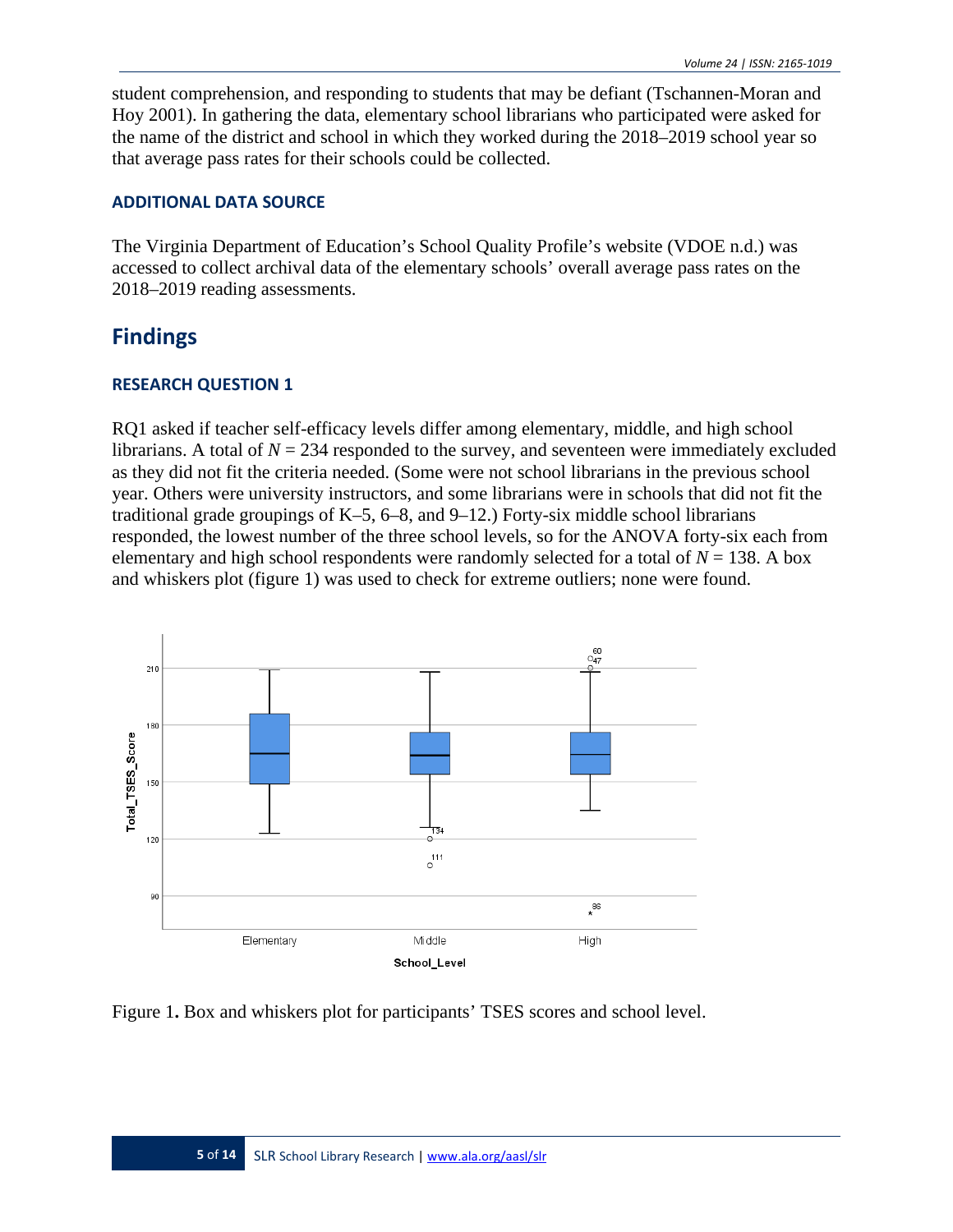student comprehension, and responding to students that may be defiant (Tschannen-Moran and Hoy 2001). In gathering the data, elementary school librarians who participated were asked for the name of the district and school in which they worked during the 2018–2019 school year so that average pass rates for their schools could be collected.

### ADDITIONAL DATA SOURCE

The Virginia Department of Education's School Quality Profile's website (VDOE n.d.) was accessed to collect archival data of the elementary schools' overall average pass rates on the 2018–2019 reading assessments.

## Findings

### RESEARCH QUESTION 1

RQ1 asked if teacher self-efficacy levels differ among elementary, middle, and high school librarians. A total of $N = 234$ responded to the survey, and seventeen were immediately excluded as they did not fit the criteria needed. (Some were not school librarians in the previous school year. Others were university instructors, and some librarians were in schools that did not fit the traditional grade groupings of K–5, 6–8, and 9–12.) Forty-six middle school librarians responded, the lowest number of the three school levels, so for the ANOVA forty-six each from elementary and high school respondents were randomly selected for a total of $N = 138$. A box and whiskers plot (figure 1) was used to check for extreme outliers; none were found.

Figure 1**.** Box and whiskers plot for participants' TSES scores and school level.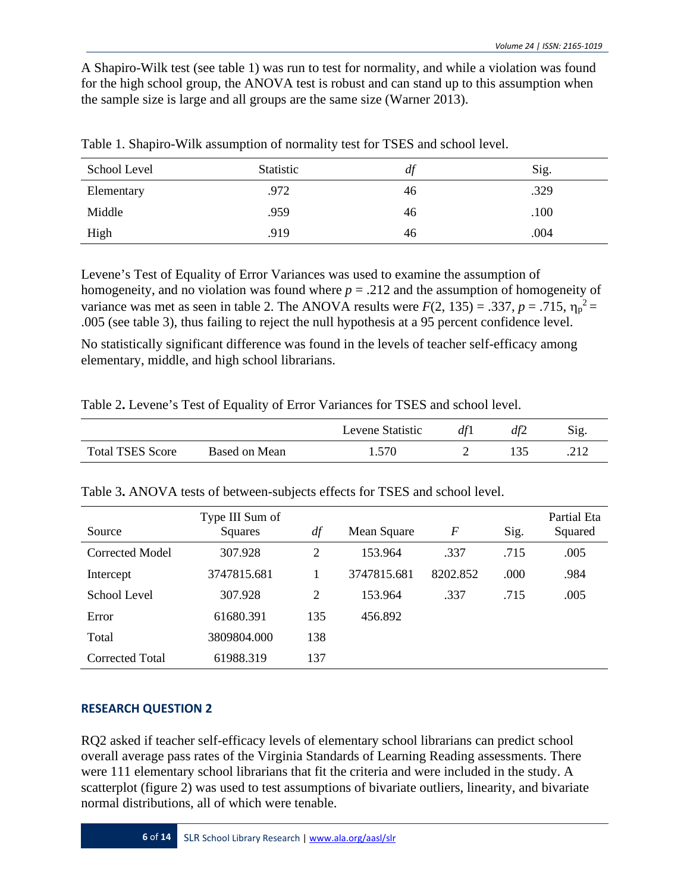A Shapiro-Wilk test (see table 1) was run to test for normality, and while a violation was found for the high school group, the ANOVA test is robust and can stand up to this assumption when the sample size is large and all groups are the same size (Warner 2013).

Table 1. Shapiro-Wilk assumption of normality test for TSES and school level.

| School Level | Statistic | *df* | Sig. |
|---|---|---|---|
| Elementary | .972 | 46 | .329 |
| Middle | .959 | 46 | .100 |
| High | .919 | 46 | .004 |

Levene's Test of Equality of Error Variances was used to examine the assumption of homogeneity, and no violation was found where $p = .212$ and the assumption of homogeneity of variance was met as seen in table 2. The ANOVA results were $F(2, 135) = .337$, $p = .715$, $\eta_p^2 = .005$ (see table 3), thus failing to reject the null hypothesis at a 95 percent confidence level.

No statistically significant difference was found in the levels of teacher self-efficacy among elementary, middle, and high school librarians.

Table 2. Levene's Test of Equality of Error Variances for TSES and school level.

| | | Levene Statistic | *df*1 | *df*2 | Sig. |
|---|---|---|---|---|---|
| Total TSES Score | Based on Mean | 1.570 | 2 | 135 | .212 |

Table 3. ANOVA tests of between-subjects effects for TSES and school level.

| Source | Type III Sum of Squares | *df* | Mean Square | *F* | Sig. | Partial Eta Squared |
|---|---|---|---|---|---|---|
| Corrected Model | 307.928 | 2 | 153.964 | .337 | .715 | .005 |
| Intercept | 3747815.681 | 1 | 3747815.681 | 8202.852 | .000 | .984 |
| School Level | 307.928 | 2 | 153.964 | .337 | .715 | .005 |
| Error | 61680.391 | 135 | 456.892 | | | |
| Total | 3809804.000 | 138 | | | | |
| Corrected Total | 61988.319 | 137 | | | | |

### RESEARCH QUESTION 2

RQ2 asked if teacher self-efficacy levels of elementary school librarians can predict school overall average pass rates of the Virginia Standards of Learning Reading assessments. There were 111 elementary school librarians that fit the criteria and were included in the study. A scatterplot (figure 2) was used to test assumptions of bivariate outliers, linearity, and bivariate normal distributions, all of which were tenable.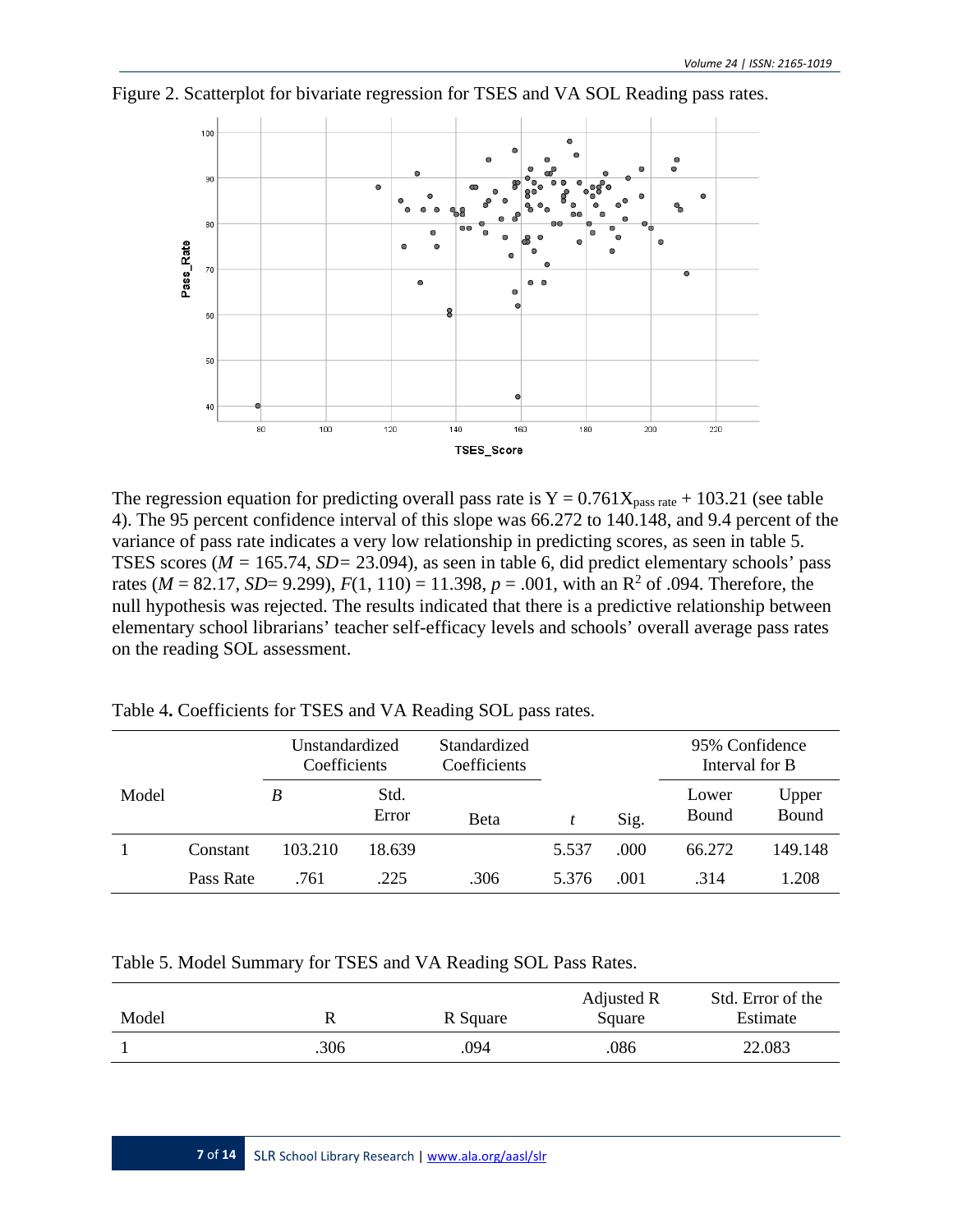Figure 2. Scatterplot for bivariate regression for TSES and VA SOL Reading pass rates.

The regression equation for predicting overall pass rate is $Y = 0.761X_{\text{pass rate}} + 103.21$ (see table 4). The 95 percent confidence interval of this slope was 66.272 to 140.148, and 9.4 percent of the variance of pass rate indicates a very low relationship in predicting scores, as seen in table 5. TSES scores ($M$ = 165.74, $SD$= 23.094), as seen in table 6, did predict elementary schools' pass rates ($M$ = 82.17, $SD$= 9.299), $F(1, 110) = 11.398$, $p = .001$, with an $R^2$ of .094. Therefore, the null hypothesis was rejected. The results indicated that there is a predictive relationship between elementary school librarians' teacher self-efficacy levels and schools' overall average pass rates on the reading SOL assessment.

Table 4. Coefficients for TSES and VA Reading SOL pass rates.

| Model | | Unstandardized Coefficients | | Standardized Coefficients | | | 95% Confidence Interval for B | |
|---|---|---|---|---|---|---|---|---|
| | | *B* | Std. Error | Beta | *t* | Sig. | Lower Bound | Upper Bound |
| 1 | Constant | 103.210 | 18.639 | | 5.537 | .000 | 66.272 | 149.148 |
| | Pass Rate | .761 | .225 | .306 | 5.376 | .001 | .314 | 1.208 |

Table 5. Model Summary for TSES and VA Reading SOL Pass Rates.

| Model | R | R Square | Adjusted R Square | Std. Error of the Estimate |
|---|---|---|---|---|
| 1 | .306 | .094 | .086 | 22.083 |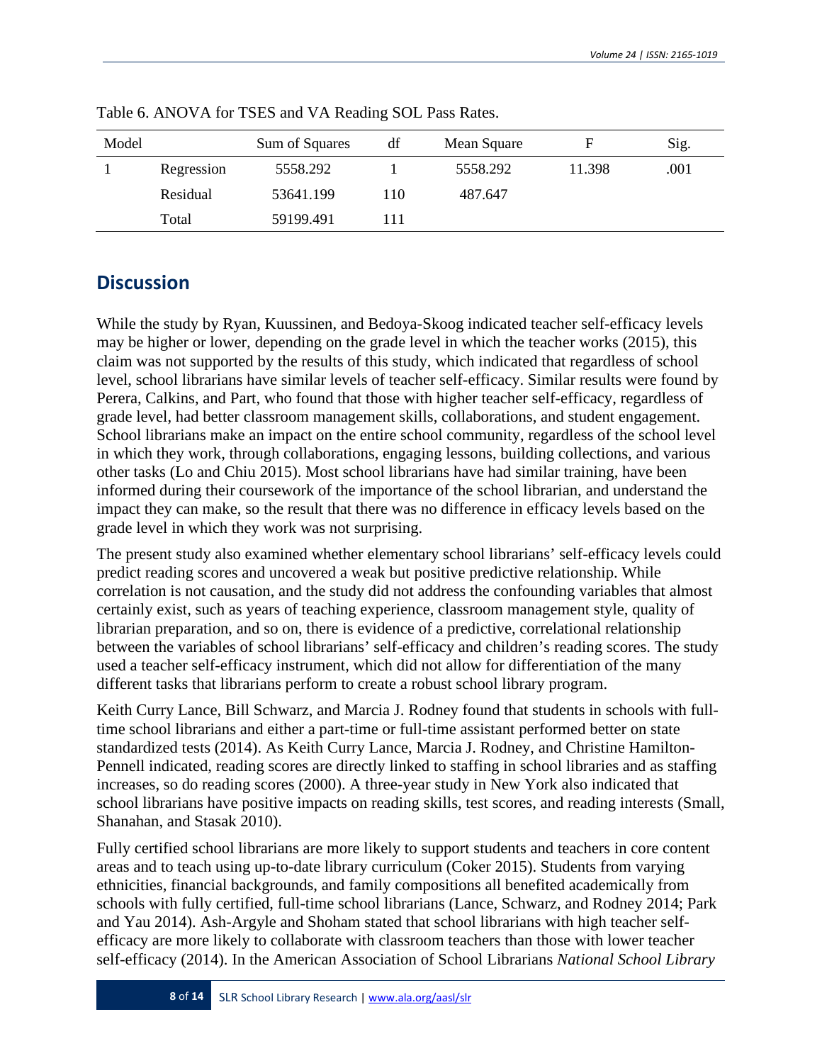Table 6. ANOVA for TSES and VA Reading SOL Pass Rates.

| Model | | Sum of Squares | df | Mean Square | F | Sig. |
|---|---|---|---|---|---|---|
| 1 | Regression | 5558.292 | 1 | 5558.292 | 11.398 | .001 |
| | Residual | 53641.199 | 110 | 487.647 | | |
| | Total | 59199.491 | 111 | | | |

## Discussion

While the study by Ryan, Kuussinen, and Bedoya-Skoog indicated teacher self-efficacy levels may be higher or lower, depending on the grade level in which the teacher works (2015), this claim was not supported by the results of this study, which indicated that regardless of school level, school librarians have similar levels of teacher self-efficacy. Similar results were found by Perera, Calkins, and Part, who found that those with higher teacher self-efficacy, regardless of grade level, had better classroom management skills, collaborations, and student engagement. School librarians make an impact on the entire school community, regardless of the school level in which they work, through collaborations, engaging lessons, building collections, and various other tasks (Lo and Chiu 2015). Most school librarians have had similar training, have been informed during their coursework of the importance of the school librarian, and understand the impact they can make, so the result that there was no difference in efficacy levels based on the grade level in which they work was not surprising.

The present study also examined whether elementary school librarians' self-efficacy levels could predict reading scores and uncovered a weak but positive predictive relationship. While correlation is not causation, and the study did not address the confounding variables that almost certainly exist, such as years of teaching experience, classroom management style, quality of librarian preparation, and so on, there is evidence of a predictive, correlational relationship between the variables of school librarians' self-efficacy and children's reading scores. The study used a teacher self-efficacy instrument, which did not allow for differentiation of the many different tasks that librarians perform to create a robust school library program.

Keith Curry Lance, Bill Schwarz, and Marcia J. Rodney found that students in schools with full-time school librarians and either a part-time or full-time assistant performed better on state standardized tests (2014). As Keith Curry Lance, Marcia J. Rodney, and Christine Hamilton-Pennell indicated, reading scores are directly linked to staffing in school libraries and as staffing increases, so do reading scores (2000). A three-year study in New York also indicated that school librarians have positive impacts on reading skills, test scores, and reading interests (Small, Shanahan, and Stasak 2010).

Fully certified school librarians are more likely to support students and teachers in core content areas and to teach using up-to-date library curriculum (Coker 2015). Students from varying ethnicities, financial backgrounds, and family compositions all benefited academically from schools with fully certified, full-time school librarians (Lance, Schwarz, and Rodney 2014; Park and Yau 2014). Ash-Argyle and Shoham stated that school librarians with high teacher self-efficacy are more likely to collaborate with classroom teachers than those with lower teacher self-efficacy (2014). In the American Association of School Librarians *National School Library*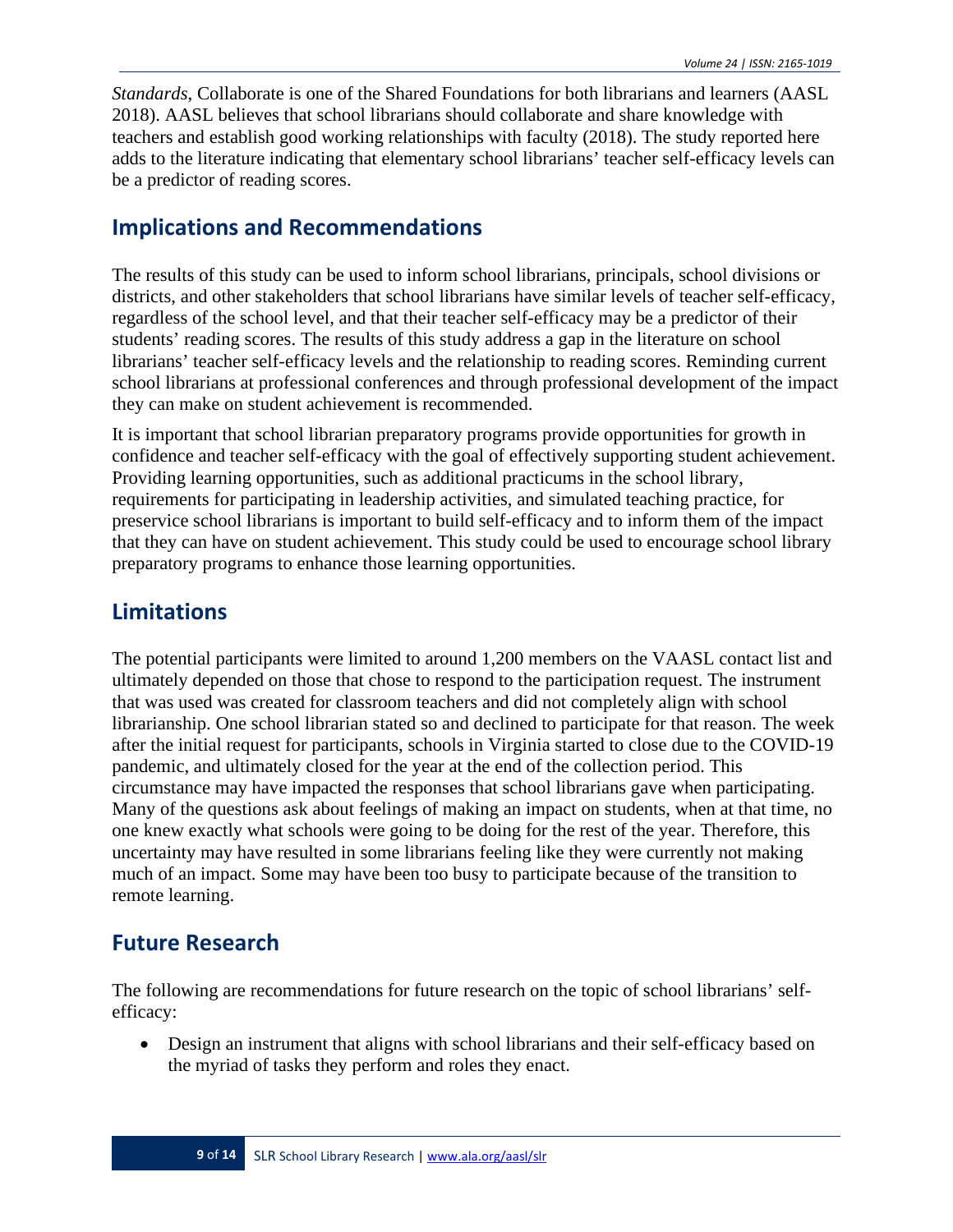*Standards*, Collaborate is one of the Shared Foundations for both librarians and learners (AASL 2018). AASL believes that school librarians should collaborate and share knowledge with teachers and establish good working relationships with faculty (2018). The study reported here adds to the literature indicating that elementary school librarians' teacher self-efficacy levels can be a predictor of reading scores.

## Implications and Recommendations

The results of this study can be used to inform school librarians, principals, school divisions or districts, and other stakeholders that school librarians have similar levels of teacher self-efficacy, regardless of the school level, and that their teacher self-efficacy may be a predictor of their students' reading scores. The results of this study address a gap in the literature on school librarians' teacher self-efficacy levels and the relationship to reading scores. Reminding current school librarians at professional conferences and through professional development of the impact they can make on student achievement is recommended.

It is important that school librarian preparatory programs provide opportunities for growth in confidence and teacher self-efficacy with the goal of effectively supporting student achievement. Providing learning opportunities, such as additional practicums in the school library, requirements for participating in leadership activities, and simulated teaching practice, for preservice school librarians is important to build self-efficacy and to inform them of the impact that they can have on student achievement. This study could be used to encourage school library preparatory programs to enhance those learning opportunities.

## Limitations

The potential participants were limited to around 1,200 members on the VAASL contact list and ultimately depended on those that chose to respond to the participation request. The instrument that was used was created for classroom teachers and did not completely align with school librarianship. One school librarian stated so and declined to participate for that reason. The week after the initial request for participants, schools in Virginia started to close due to the COVID-19 pandemic, and ultimately closed for the year at the end of the collection period. This circumstance may have impacted the responses that school librarians gave when participating. Many of the questions ask about feelings of making an impact on students, when at that time, no one knew exactly what schools were going to be doing for the rest of the year. Therefore, this uncertainty may have resulted in some librarians feeling like they were currently not making much of an impact. Some may have been too busy to participate because of the transition to remote learning.

## Future Research

The following are recommendations for future research on the topic of school librarians' self-efficacy:

- Design an instrument that aligns with school librarians and their self-efficacy based on the myriad of tasks they perform and roles they enact.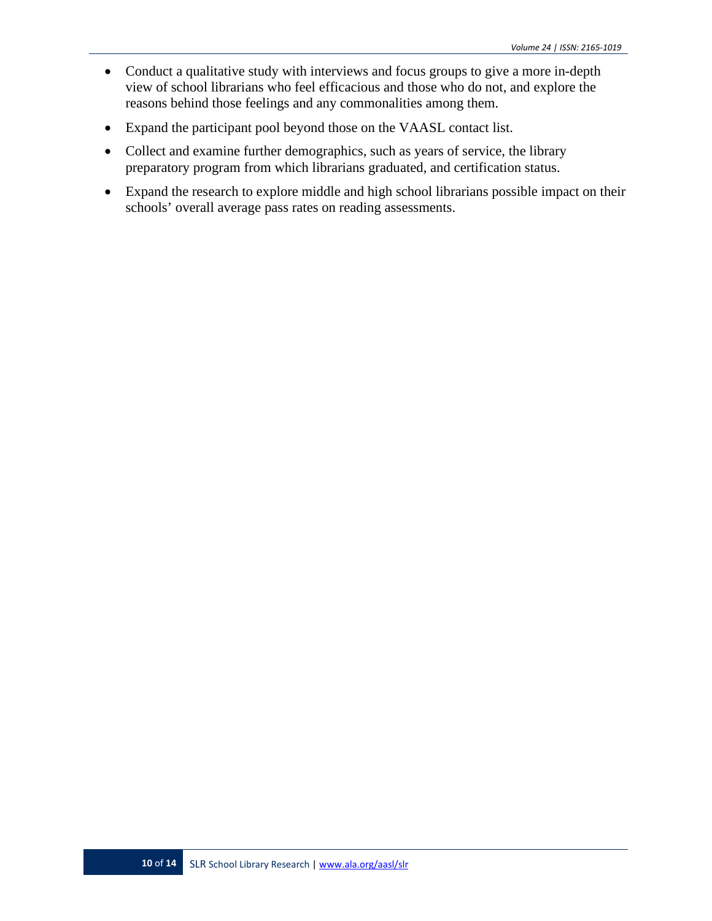- Conduct a qualitative study with interviews and focus groups to give a more in-depth view of school librarians who feel efficacious and those who do not, and explore the reasons behind those feelings and any commonalities among them.
- Expand the participant pool beyond those on the VAASL contact list.
- Collect and examine further demographics, such as years of service, the library preparatory program from which librarians graduated, and certification status.
- Expand the research to explore middle and high school librarians possible impact on their schools' overall average pass rates on reading assessments.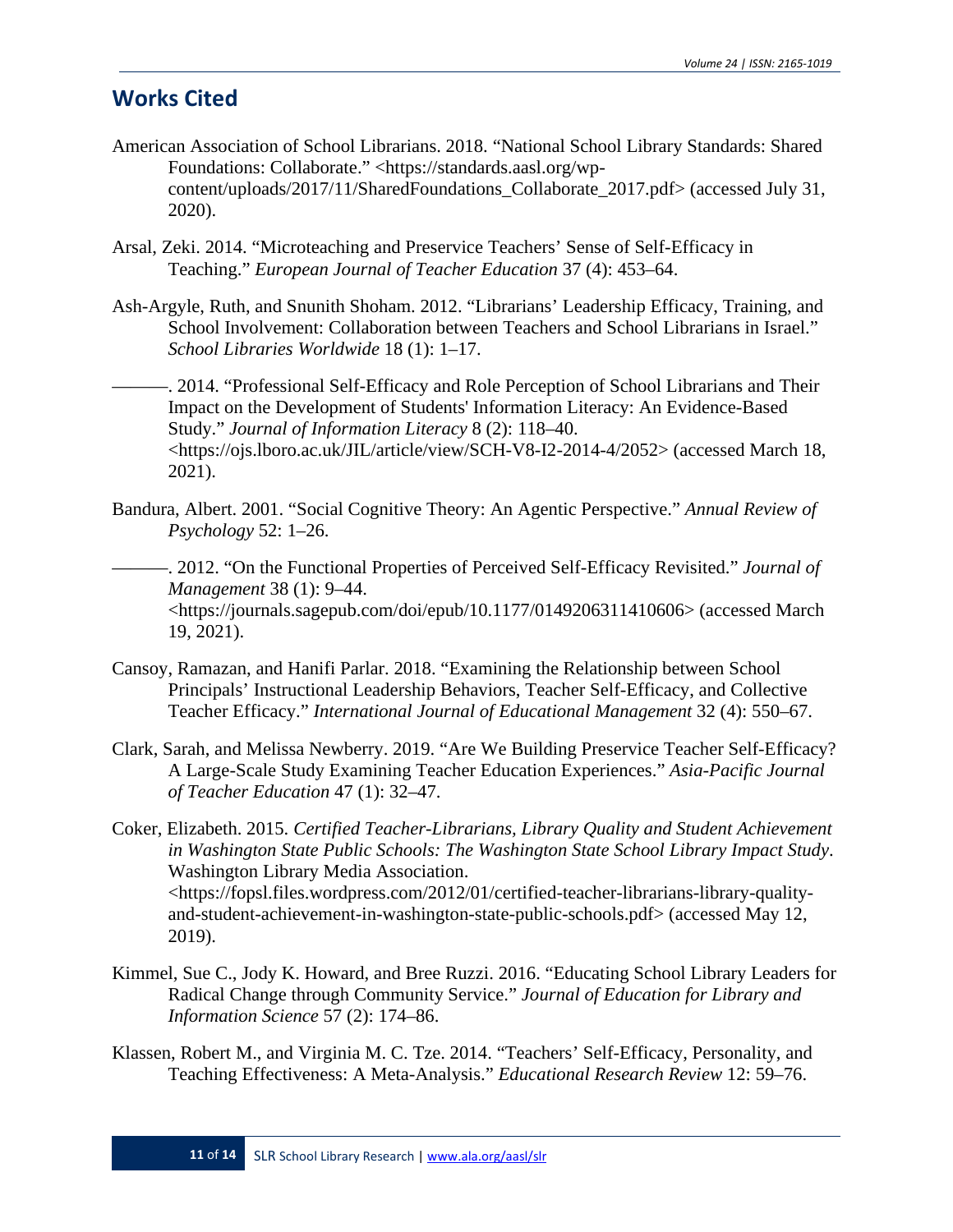## Works Cited

American Association of School Librarians. 2018. "National School Library Standards: Shared Foundations: Collaborate." <https://standards.aasl.org/wp-content/uploads/2017/11/SharedFoundations_Collaborate_2017.pdf> (accessed July 31, 2020).

Arsal, Zeki. 2014. "Microteaching and Preservice Teachers' Sense of Self-Efficacy in Teaching." *European Journal of Teacher Education* 37 (4): 453–64.

Ash-Argyle, Ruth, and Snunith Shoham. 2012. "Librarians' Leadership Efficacy, Training, and School Involvement: Collaboration between Teachers and School Librarians in Israel." *School Libraries Worldwide* 18 (1): 1–17.

———. 2014. "Professional Self-Efficacy and Role Perception of School Librarians and Their Impact on the Development of Students' Information Literacy: An Evidence-Based Study." *Journal of Information Literacy* 8 (2): 118–40. <https://ojs.lboro.ac.uk/JIL/article/view/SCH-V8-I2-2014-4/2052> (accessed March 18, 2021).

Bandura, Albert. 2001. "Social Cognitive Theory: An Agentic Perspective." *Annual Review of Psychology* 52: 1–26.

———. 2012. "On the Functional Properties of Perceived Self-Efficacy Revisited." *Journal of Management* 38 (1): 9–44. <https://journals.sagepub.com/doi/epub/10.1177/0149206311410606> (accessed March 19, 2021).

Cansoy, Ramazan, and Hanifi Parlar. 2018. "Examining the Relationship between School Principals' Instructional Leadership Behaviors, Teacher Self-Efficacy, and Collective Teacher Efficacy." *International Journal of Educational Management* 32 (4): 550–67.

Clark, Sarah, and Melissa Newberry. 2019. "Are We Building Preservice Teacher Self-Efficacy? A Large-Scale Study Examining Teacher Education Experiences." *Asia-Pacific Journal of Teacher Education* 47 (1): 32–47.

Coker, Elizabeth. 2015. *Certified Teacher-Librarians, Library Quality and Student Achievement in Washington State Public Schools: The Washington State School Library Impact Study*. Washington Library Media Association. <https://fopsl.files.wordpress.com/2012/01/certified-teacher-librarians-library-quality-and-student-achievement-in-washington-state-public-schools.pdf> (accessed May 12, 2019).

Kimmel, Sue C., Jody K. Howard, and Bree Ruzzi. 2016. "Educating School Library Leaders for Radical Change through Community Service." *Journal of Education for Library and Information Science* 57 (2): 174–86.

Klassen, Robert M., and Virginia M. C. Tze. 2014. "Teachers' Self-Efficacy, Personality, and Teaching Effectiveness: A Meta-Analysis." *Educational Research Review* 12: 59–76.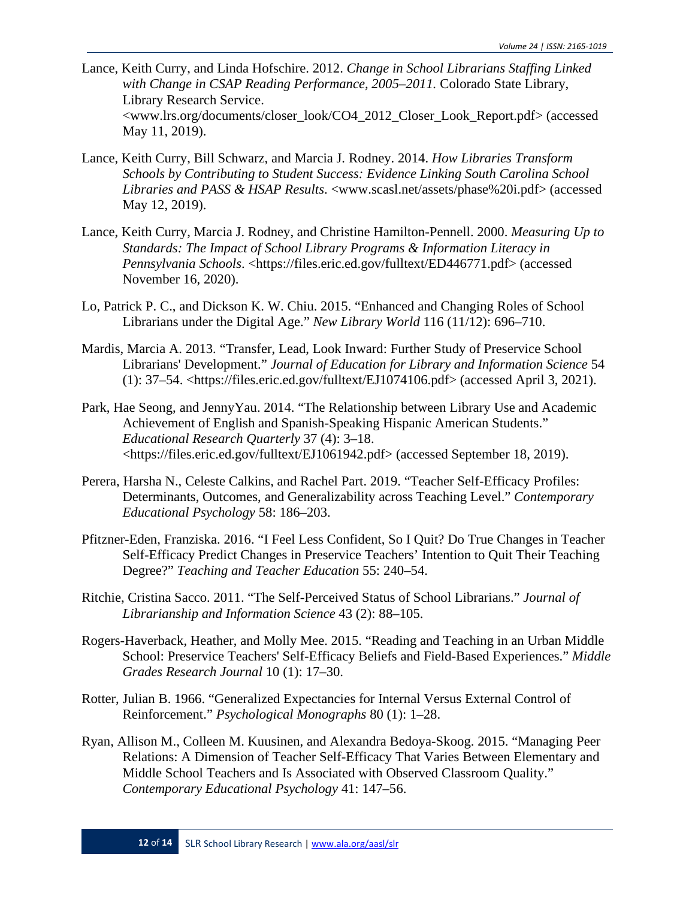Lance, Keith Curry, and Linda Hofschire. 2012. *Change in School Librarians Staffing Linked with Change in CSAP Reading Performance, 2005–2011.* Colorado State Library, Library Research Service. <www.lrs.org/documents/closer_look/CO4_2012_Closer_Look_Report.pdf> (accessed May 11, 2019).

Lance, Keith Curry, Bill Schwarz, and Marcia J. Rodney. 2014. *How Libraries Transform Schools by Contributing to Student Success: Evidence Linking South Carolina School Libraries and PASS & HSAP Results*. <www.scasl.net/assets/phase%20i.pdf> (accessed May 12, 2019).

Lance, Keith Curry, Marcia J. Rodney, and Christine Hamilton-Pennell. 2000. *Measuring Up to Standards: The Impact of School Library Programs & Information Literacy in Pennsylvania Schools*. <https://files.eric.ed.gov/fulltext/ED446771.pdf> (accessed November 16, 2020).

Lo, Patrick P. C., and Dickson K. W. Chiu. 2015. "Enhanced and Changing Roles of School Librarians under the Digital Age." *New Library World* 116 (11/12): 696–710.

Mardis, Marcia A. 2013. "Transfer, Lead, Look Inward: Further Study of Preservice School Librarians' Development." *Journal of Education for Library and Information Science* 54 (1): 37–54. <https://files.eric.ed.gov/fulltext/EJ1074106.pdf> (accessed April 3, 2021).

Park, Hae Seong, and JennyYau. 2014. "The Relationship between Library Use and Academic Achievement of English and Spanish-Speaking Hispanic American Students." *Educational Research Quarterly* 37 (4): 3–18. <https://files.eric.ed.gov/fulltext/EJ1061942.pdf> (accessed September 18, 2019).

Perera, Harsha N., Celeste Calkins, and Rachel Part. 2019. "Teacher Self-Efficacy Profiles: Determinants, Outcomes, and Generalizability across Teaching Level." *Contemporary Educational Psychology* 58: 186–203.

Pfitzner-Eden, Franziska. 2016. "I Feel Less Confident, So I Quit? Do True Changes in Teacher Self-Efficacy Predict Changes in Preservice Teachers' Intention to Quit Their Teaching Degree?" *Teaching and Teacher Education* 55: 240–54.

Ritchie, Cristina Sacco. 2011. "The Self-Perceived Status of School Librarians." *Journal of Librarianship and Information Science* 43 (2): 88–105.

Rogers-Haverback, Heather, and Molly Mee. 2015. "Reading and Teaching in an Urban Middle School: Preservice Teachers' Self-Efficacy Beliefs and Field-Based Experiences." *Middle Grades Research Journal* 10 (1): 17–30.

Rotter, Julian B. 1966. "Generalized Expectancies for Internal Versus External Control of Reinforcement." *Psychological Monographs* 80 (1): 1–28.

Ryan, Allison M., Colleen M. Kuusinen, and Alexandra Bedoya-Skoog. 2015. "Managing Peer Relations: A Dimension of Teacher Self-Efficacy That Varies Between Elementary and Middle School Teachers and Is Associated with Observed Classroom Quality." *Contemporary Educational Psychology* 41: 147–56.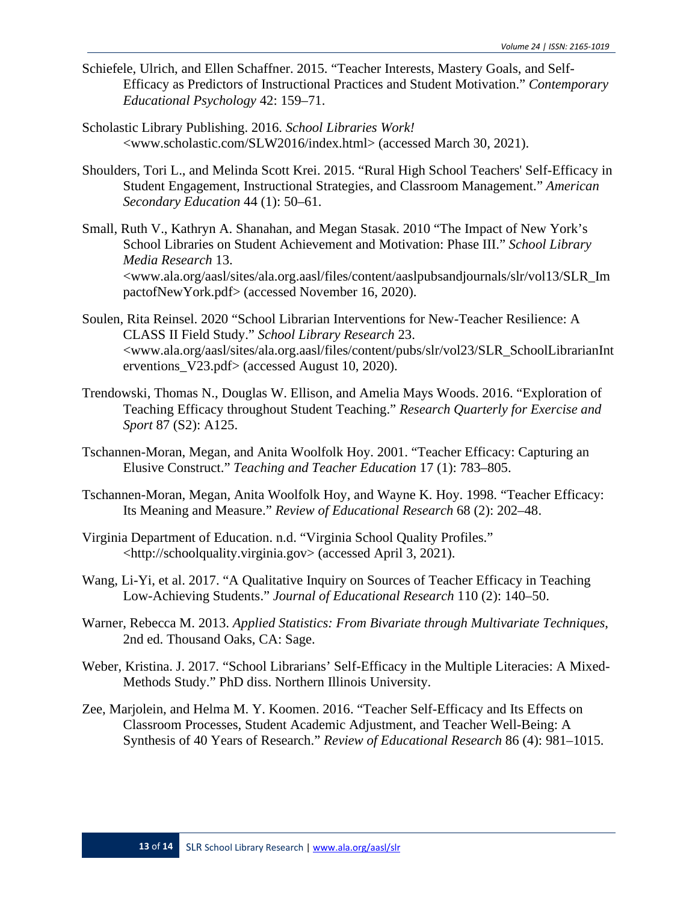Schiefele, Ulrich, and Ellen Schaffner. 2015. "Teacher Interests, Mastery Goals, and Self-Efficacy as Predictors of Instructional Practices and Student Motivation." *Contemporary Educational Psychology* 42: 159–71.

Scholastic Library Publishing. 2016. *School Libraries Work!* <www.scholastic.com/SLW2016/index.html> (accessed March 30, 2021).

Shoulders, Tori L., and Melinda Scott Krei. 2015. "Rural High School Teachers' Self-Efficacy in Student Engagement, Instructional Strategies, and Classroom Management." *American Secondary Education* 44 (1): 50–61.

Small, Ruth V., Kathryn A. Shanahan, and Megan Stasak. 2010 "The Impact of New York's School Libraries on Student Achievement and Motivation: Phase III." *School Library Media Research* 13. <www.ala.org/aasl/sites/ala.org.aasl/files/content/aaslpubsandjournals/slr/vol13/SLR_ImpactofNewYork.pdf> (accessed November 16, 2020).

Soulen, Rita Reinsel. 2020 "School Librarian Interventions for New-Teacher Resilience: A CLASS II Field Study." *School Library Research* 23. <www.ala.org/aasl/sites/ala.org.aasl/files/content/pubs/slr/vol23/SLR_SchoolLibrarianInterventions_V23.pdf> (accessed August 10, 2020).

Trendowski, Thomas N., Douglas W. Ellison, and Amelia Mays Woods. 2016. "Exploration of Teaching Efficacy throughout Student Teaching." *Research Quarterly for Exercise and Sport* 87 (S2): A125.

Tschannen-Moran, Megan, and Anita Woolfolk Hoy. 2001. "Teacher Efficacy: Capturing an Elusive Construct." *Teaching and Teacher Education* 17 (1): 783–805.

Tschannen-Moran, Megan, Anita Woolfolk Hoy, and Wayne K. Hoy. 1998. "Teacher Efficacy: Its Meaning and Measure." *Review of Educational Research* 68 (2): 202–48.

Virginia Department of Education. n.d. "Virginia School Quality Profiles." <http://schoolquality.virginia.gov> (accessed April 3, 2021).

Wang, Li-Yi, et al. 2017. "A Qualitative Inquiry on Sources of Teacher Efficacy in Teaching Low-Achieving Students." *Journal of Educational Research* 110 (2): 140–50.

Warner, Rebecca M. 2013. *Applied Statistics: From Bivariate through Multivariate Techniques*, 2nd ed. Thousand Oaks, CA: Sage.

Weber, Kristina. J. 2017. "School Librarians' Self-Efficacy in the Multiple Literacies: A Mixed-Methods Study." PhD diss. Northern Illinois University.

Zee, Marjolein, and Helma M. Y. Koomen. 2016. "Teacher Self-Efficacy and Its Effects on Classroom Processes, Student Academic Adjustment, and Teacher Well-Being: A Synthesis of 40 Years of Research." *Review of Educational Research* 86 (4): 981–1015.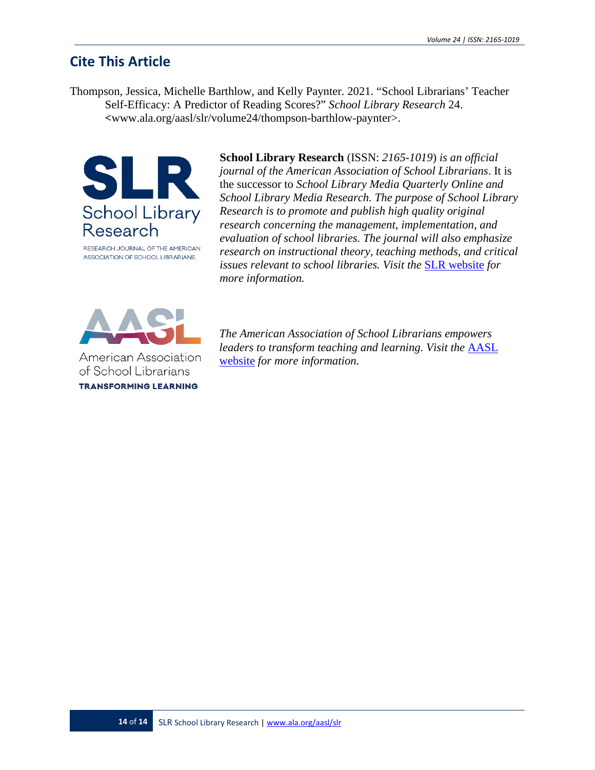## Cite This Article

Thompson, Jessica, Michelle Barthlow, and Kelly Paynter. 2021. "School Librarians' Teacher Self-Efficacy: A Predictor of Reading Scores?" *School Library Research* 24. <www.ala.org/aasl/slr/volume24/thompson-barthlow-paynter>.

**School Library Research** (ISSN: *2165-1019*) *is an official journal of the American Association of School Librarians*. It is the successor to *School Library Media Quarterly Online and School Library Media Research. The purpose of School Library Research is to promote and publish high quality original research concerning the management, implementation, and evaluation of school libraries. The journal will also emphasize research on instructional theory, teaching methods, and critical issues relevant to school libraries. Visit the* [SLR website]() *for more information.*

*The American Association of School Librarians empowers leaders to transform teaching and learning. Visit the* [AASL website]() *for more information.*